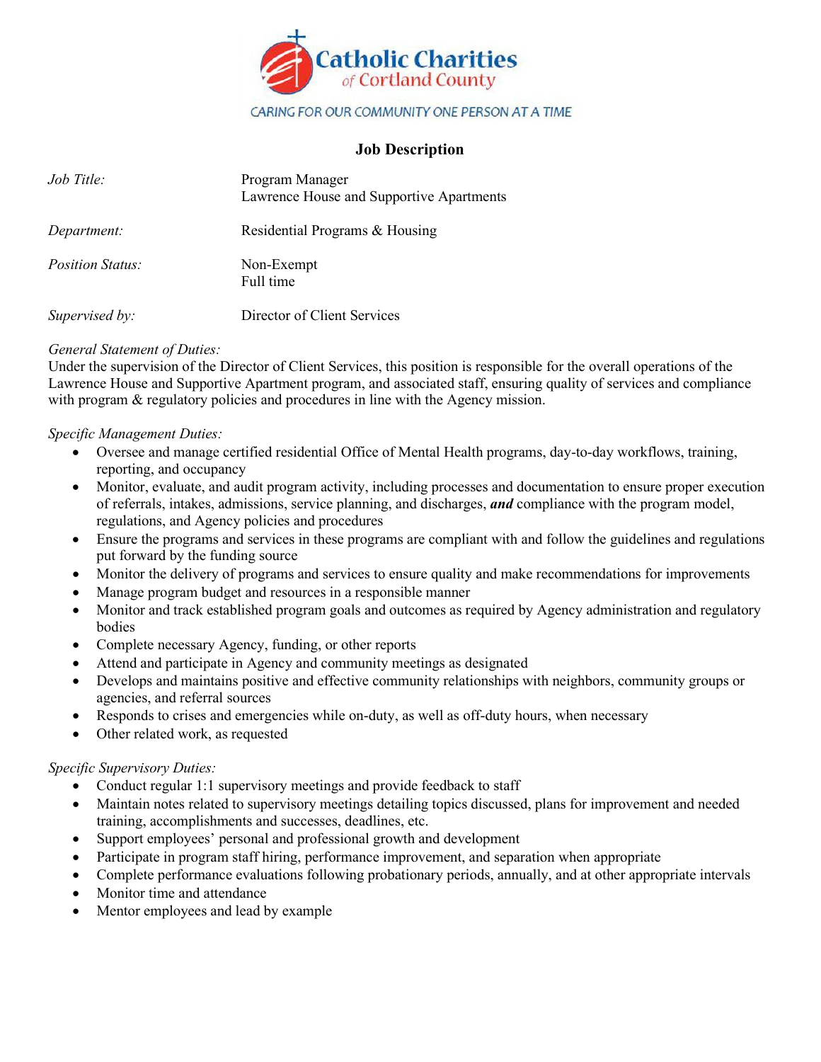Catholic Charities of Cortland County

CARING FOR OUR COMMUNITY ONE PERSON AT A TIME

# Job Description

| | |
|---|---|
| *Job Title:* | Program Manager<br>Lawrence House and Supportive Apartments |
| *Department:* | Residential Programs & Housing |
| *Position Status:* | Non-Exempt<br>Full time |
| *Supervised by:* | Director of Client Services |

*General Statement of Duties:*
Under the supervision of the Director of Client Services, this position is responsible for the overall operations of the Lawrence House and Supportive Apartment program, and associated staff, ensuring quality of services and compliance with program & regulatory policies and procedures in line with the Agency mission.

*Specific Management Duties:*

- Oversee and manage certified residential Office of Mental Health programs, day-to-day workflows, training, reporting, and occupancy
- Monitor, evaluate, and audit program activity, including processes and documentation to ensure proper execution of referrals, intakes, admissions, service planning, and discharges, ***and*** compliance with the program model, regulations, and Agency policies and procedures
- Ensure the programs and services in these programs are compliant with and follow the guidelines and regulations put forward by the funding source
- Monitor the delivery of programs and services to ensure quality and make recommendations for improvements
- Manage program budget and resources in a responsible manner
- Monitor and track established program goals and outcomes as required by Agency administration and regulatory bodies
- Complete necessary Agency, funding, or other reports
- Attend and participate in Agency and community meetings as designated
- Develops and maintains positive and effective community relationships with neighbors, community groups or agencies, and referral sources
- Responds to crises and emergencies while on-duty, as well as off-duty hours, when necessary
- Other related work, as requested

*Specific Supervisory Duties:*

- Conduct regular 1:1 supervisory meetings and provide feedback to staff
- Maintain notes related to supervisory meetings detailing topics discussed, plans for improvement and needed training, accomplishments and successes, deadlines, etc.
- Support employees' personal and professional growth and development
- Participate in program staff hiring, performance improvement, and separation when appropriate
- Complete performance evaluations following probationary periods, annually, and at other appropriate intervals
- Monitor time and attendance
- Mentor employees and lead by example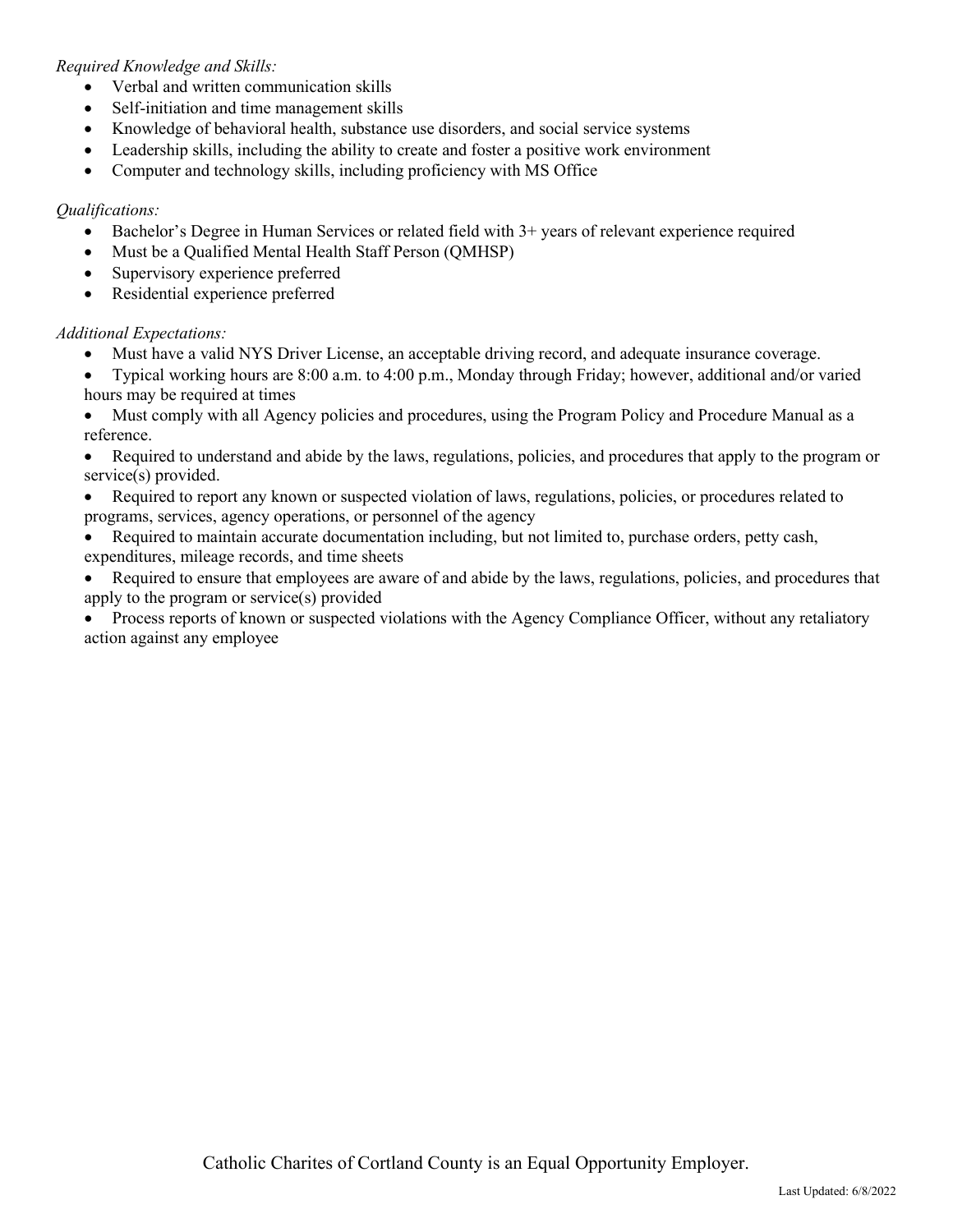*Required Knowledge and Skills:*

- Verbal and written communication skills
- Self-initiation and time management skills
- Knowledge of behavioral health, substance use disorders, and social service systems
- Leadership skills, including the ability to create and foster a positive work environment
- Computer and technology skills, including proficiency with MS Office

*Qualifications:*

- Bachelor's Degree in Human Services or related field with 3+ years of relevant experience required
- Must be a Qualified Mental Health Staff Person (QMHSP)
- Supervisory experience preferred
- Residential experience preferred

*Additional Expectations:*

- Must have a valid NYS Driver License, an acceptable driving record, and adequate insurance coverage.
- Typical working hours are 8:00 a.m. to 4:00 p.m., Monday through Friday; however, additional and/or varied hours may be required at times
- Must comply with all Agency policies and procedures, using the Program Policy and Procedure Manual as a reference.
- Required to understand and abide by the laws, regulations, policies, and procedures that apply to the program or service(s) provided.
- Required to report any known or suspected violation of laws, regulations, policies, or procedures related to programs, services, agency operations, or personnel of the agency
- Required to maintain accurate documentation including, but not limited to, purchase orders, petty cash, expenditures, mileage records, and time sheets
- Required to ensure that employees are aware of and abide by the laws, regulations, policies, and procedures that apply to the program or service(s) provided
- Process reports of known or suspected violations with the Agency Compliance Officer, without any retaliatory action against any employee

Catholic Charites of Cortland County is an Equal Opportunity Employer.

Last Updated: 6/8/2022